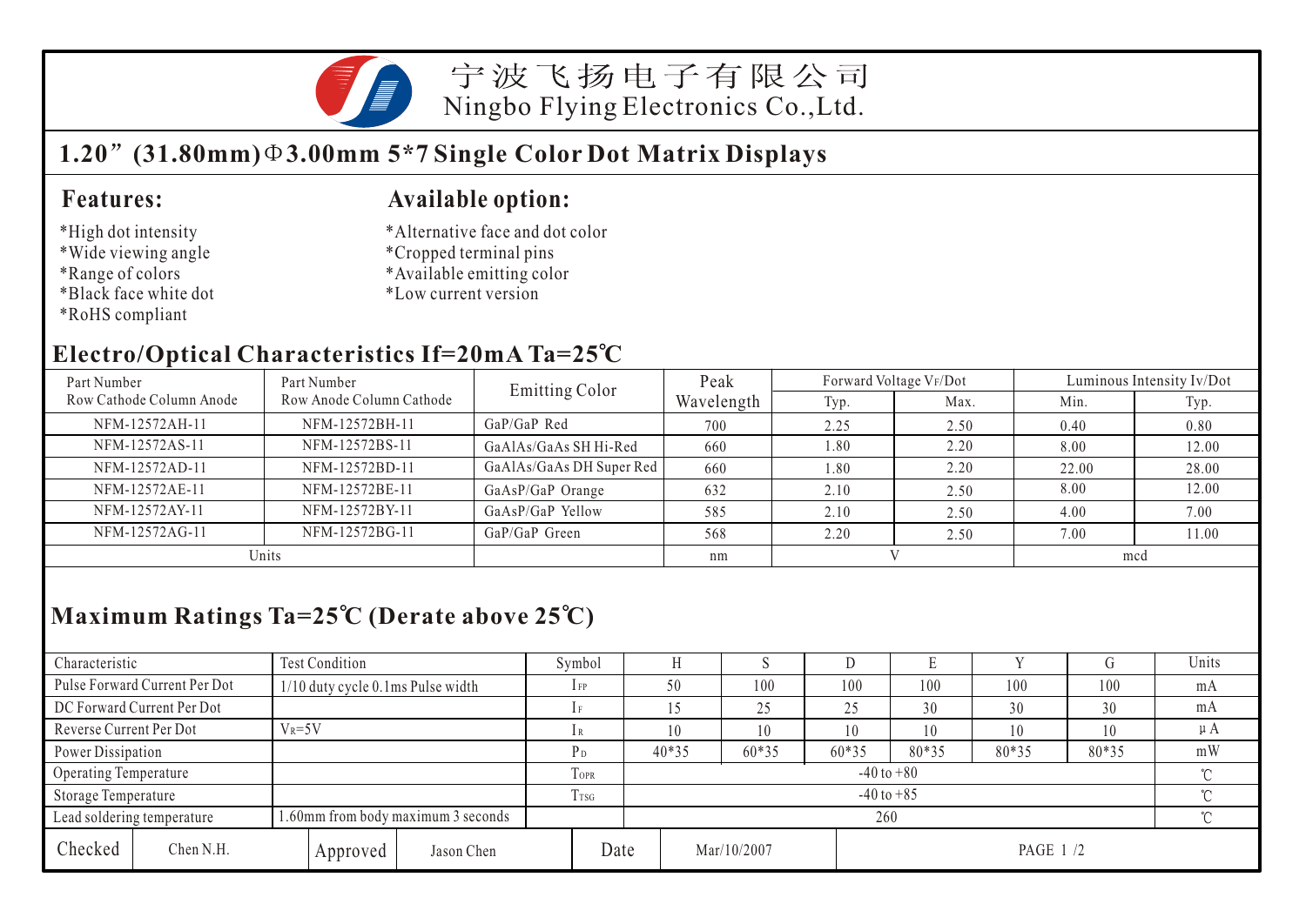# 宁波飞扬电子有限公司

Ningbo Flying Electronics Co.,Ltd.

## 1.20”(31.80mm)Φ3.00mm 5*7 Single Color Dot Matrix Displays

### Features:

- *High dot intensity
- *Wide viewing angle
- *Range of colors
- *Black face white dot
- *RoHS compliant

### Available option:

- *Alternative face and dot color
- *Cropped terminal pins
- *Available emitting color
- *Low current version

### Electro/Optical Characteristics If=20mA Ta=25℃

| Part Number Row Cathode Column Anode | Part Number Row Anode Column Cathode | Emitting Color | Peak Wavelength | Forward Voltage $V_F$/Dot | | Luminous Intensity Iv/Dot | |
|---|---|---|---|---|---|---|---|
| | | | | Typ. | Max. | Min. | Typ. |
| NFM-12572AH-11 | NFM-12572BH-11 | GaP/GaP Red | 700 | 2.25 | 2.50 | 0.40 | 0.80 |
| NFM-12572AS-11 | NFM-12572BS-11 | GaAlAs/GaAs SH Hi-Red | 660 | 1.80 | 2.20 | 8.00 | 12.00 |
| NFM-12572AD-11 | NFM-12572BD-11 | GaAlAs/GaAs DH Super Red | 660 | 1.80 | 2.20 | 22.00 | 28.00 |
| NFM-12572AE-11 | NFM-12572BE-11 | GaAsP/GaP Orange | 632 | 2.10 | 2.50 | 8.00 | 12.00 |
| NFM-12572AY-11 | NFM-12572BY-11 | GaAsP/GaP Yellow | 585 | 2.10 | 2.50 | 4.00 | 7.00 |
| NFM-12572AG-11 | NFM-12572BG-11 | GaP/GaP Green | 568 | 2.20 | 2.50 | 7.00 | 11.00 |
| Units | | | nm | V | | mcd | |

### Maximum Ratings Ta=25℃ (Derate above 25℃)

| Characteristic | Test Condition | Symbol | H | S | D | E | Y | G | Units |
|---|---|---|---|---|---|---|---|---|---|
| Pulse Forward Current Per Dot | 1/10 duty cycle 0.1ms Pulse width | $I_{FP}$ | 50 | 100 | 100 | 100 | 100 | 100 | mA |
| DC Forward Current Per Dot | | $I_F$ | 15 | 25 | 25 | 30 | 30 | 30 | mA |
| Reverse Current Per Dot | $V_R$=5V | $I_R$ | 10 | 10 | 10 | 10 | 10 | 10 | μA |
| Power Dissipation | | $P_D$ | 40*35 | 60*35 | 60*35 | 80*35 | 80*35 | 80*35 | mW |
| Operating Temperature | | $T_{OPR}$ | -40 to +80 | | | | | | ℃ |
| Storage Temperature | | $T_{TSG}$ | -40 to +85 | | | | | | ℃ |
| Lead soldering temperature | 1.60mm from body maximum 3 seconds | | 260 | | | | | | ℃ |

| Checked | Chen N.H. | Approved | Jason Chen | Date | Mar/10/2007 |
|---|---|---|---|---|---|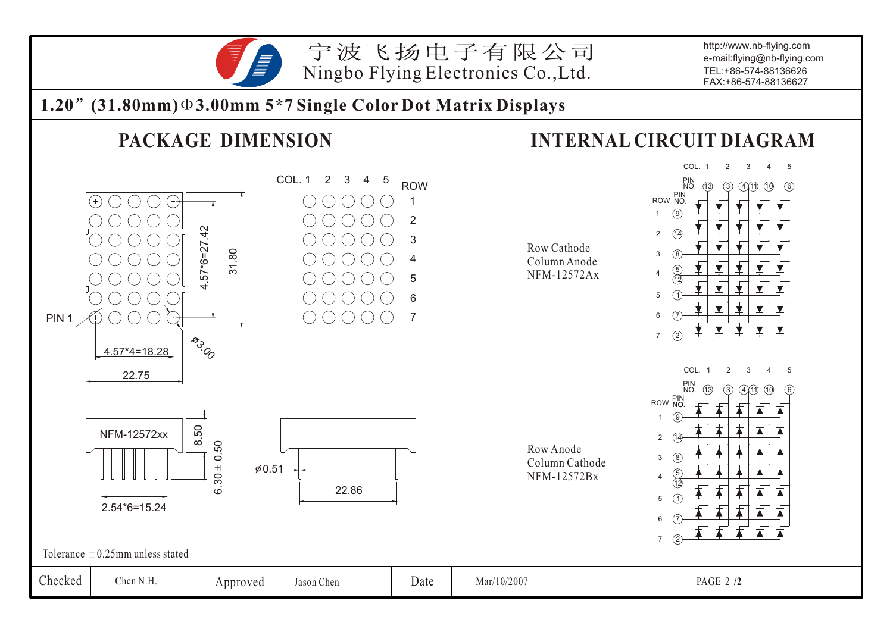宁波飞扬电子有限公司
Ningbo Flying Electronics Co.,Ltd.

http://www.nb-flying.com
e-mail:flying@nb-flying.com
TEL:+86-574-88136626
FAX:+86-574-88136627

## 1.20”(31.80mm)Φ3.00mm 5*7 Single Color Dot Matrix Displays

## PACKAGE DIMENSION

COL. 1 2 3 4 5
ROW
1
2
3
4
5
6
7

PIN 1
4.57*6=27.42
31.80
4.57*4=18.28
22.75
ø3.00

NFM-12572xx
8.50
6.30 ± 0.50
2.54*6=15.24
ø0.51
22.86

Tolerance ±0.25mm unless stated

## INTERNAL CIRCUIT DIAGRAM

Row Cathode
Column Anode
NFM-12572Ax

Row Anode
Column Cathode
NFM-12572Bx

COL. 1 2 3 4 5
PIN NO. 13 3 4 11 10 6
ROW PIN NO.
1 9
2 14
3 8
4 5 12
5 1
6 7
7 2

| Checked | Chen N.H. | Approved | Jason Chen | Date | Mar/10/2007 |
|---|---|---|---|---|---|